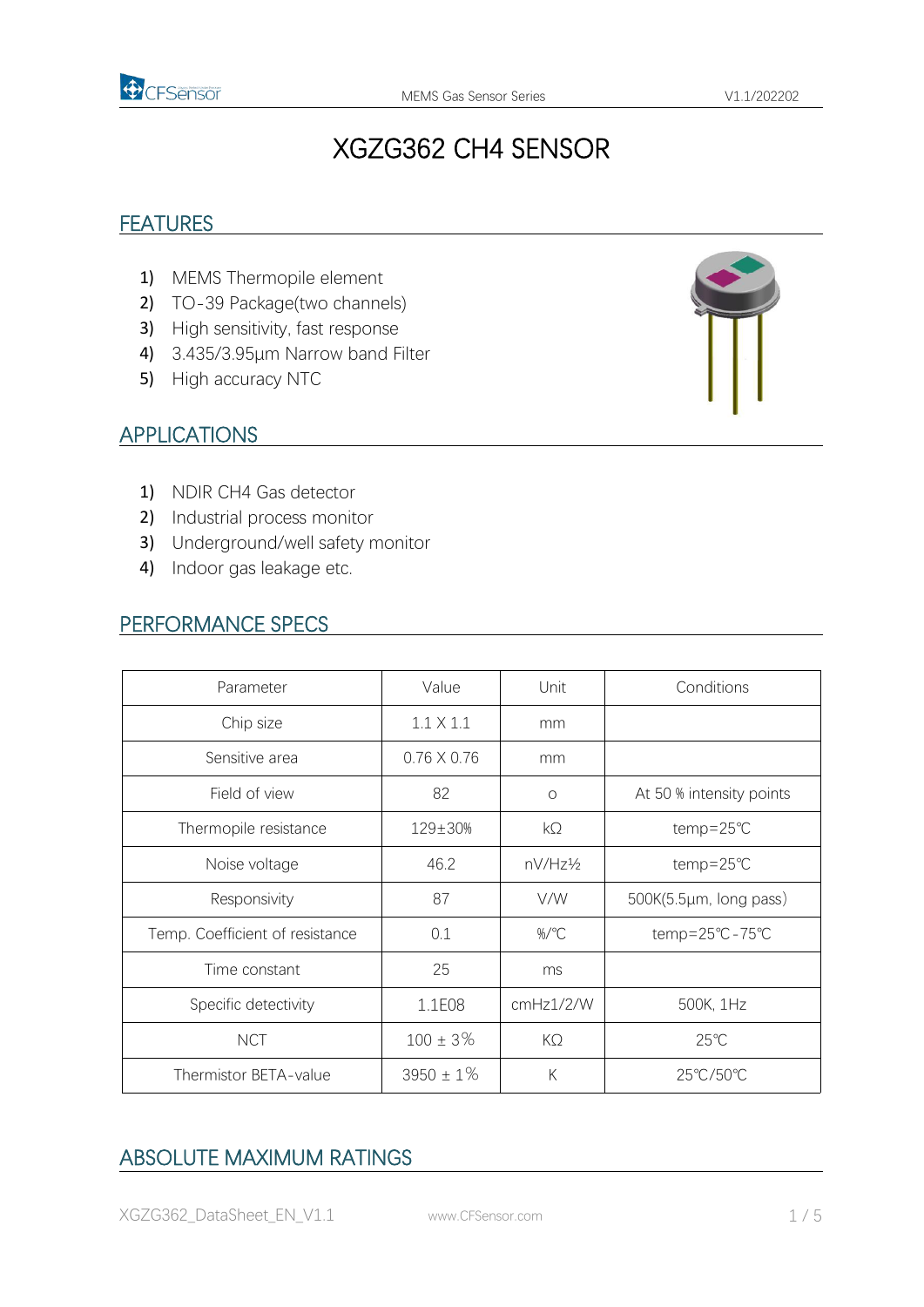# XGZG362 CH4 SENSOR

## FEATURES

1) MEMS Thermopile element
2) TO-39 Package(two channels)
3) High sensitivity, fast response
4) 3.435/3.95μm Narrow band Filter
5) High accuracy NTC

## APPLICATIONS

1) NDIR CH4 Gas detector
2) Industrial process monitor
3) Underground/well safety monitor
4) Indoor gas leakage etc.

## PERFORMANCE SPECS

| Parameter | Value | Unit | Conditions |
|---|---|---|---|
| Chip size | 1.1 X 1.1 | mm | |
| Sensitive area | 0.76 X 0.76 | mm | |
| Field of view | 82 | o | At 50 % intensity points |
| Thermopile resistance | 129±30% | kΩ | temp=25℃ |
| Noise voltage | 46.2 | nV/Hz½ | temp=25℃ |
| Responsivity | 87 | V/W | 500K(5.5μm, long pass) |
| Temp. Coefficient of resistance | 0.1 | %/℃ | temp=25℃-75℃ |
| Time constant | 25 | ms | |
| Specific detectivity | 1.1E08 | cmHz1/2/W | 500K, 1Hz |
| NCT | 100 ± 3% | KΩ | 25℃ |
| Thermistor BETA-value | 3950 ± 1% | K | 25℃/50℃ |

## ABSOLUTE MAXIMUM RATINGS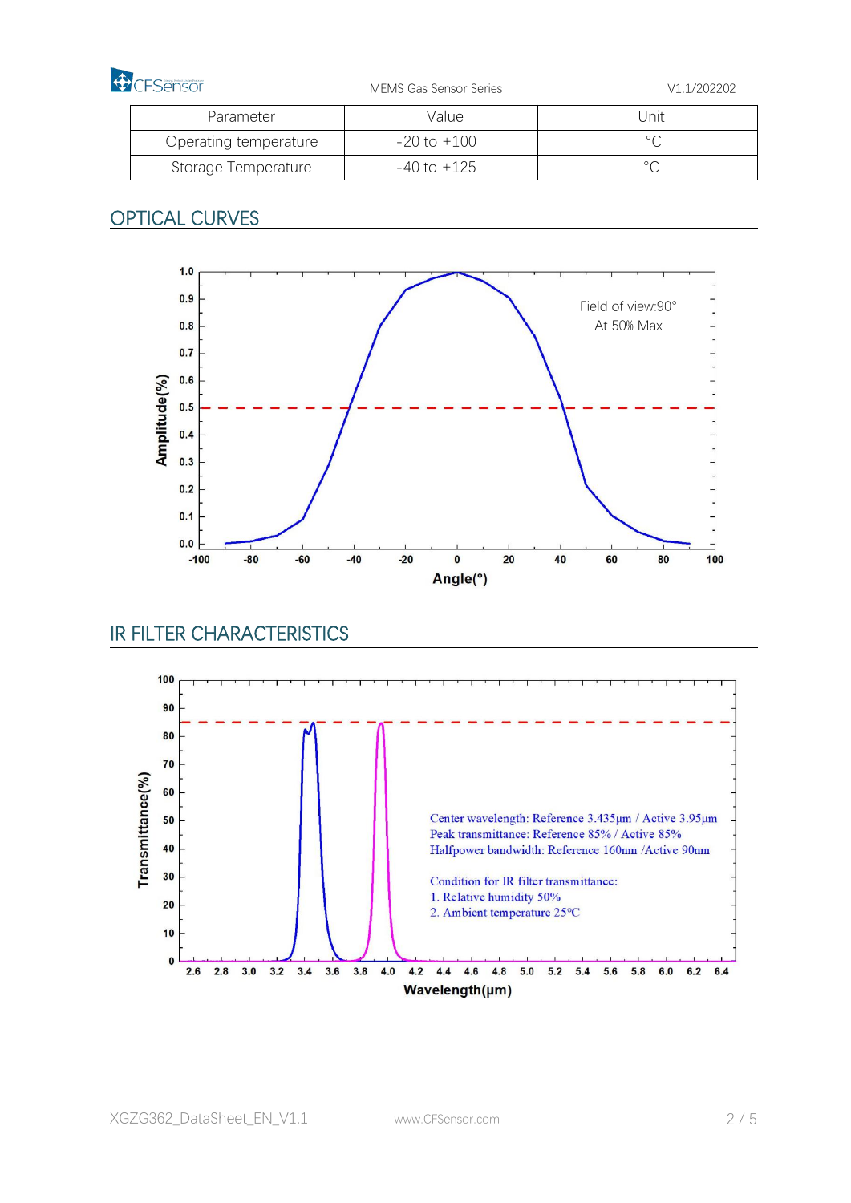| Parameter | Value | Unit |
|---|---|---|
| Operating temperature | -20 to +100 | °C |
| Storage Temperature | -40 to +125 | °C |

## OPTICAL CURVES

Field of view:90°
At 50% Max

## IR FILTER CHARACTERISTICS

Center wavelength: Reference 3.435μm / Active 3.95μm
Peak transmittance: Reference 85% / Active 85%
Halfpower bandwidth: Reference 160nm /Active 90nm

Condition for IR filter transmittance:
1. Relative humidity 50%
2. Ambient temperature 25°C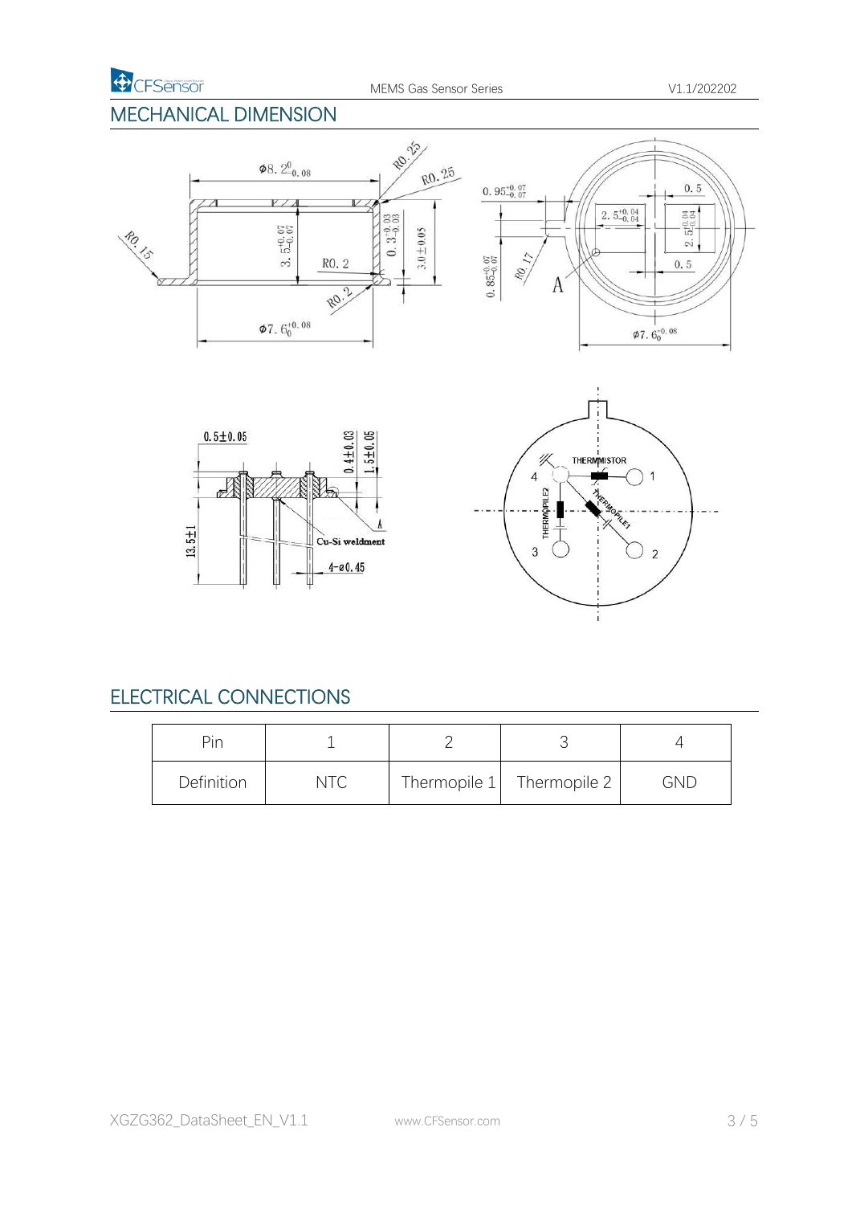## MECHANICAL DIMENSION

## ELECTRICAL CONNECTIONS

| Pin | 1 | 2 | 3 | 4 |
|---|---|---|---|---|
| Definition | NTC | Thermopile 1 | Thermopile 2 | GND |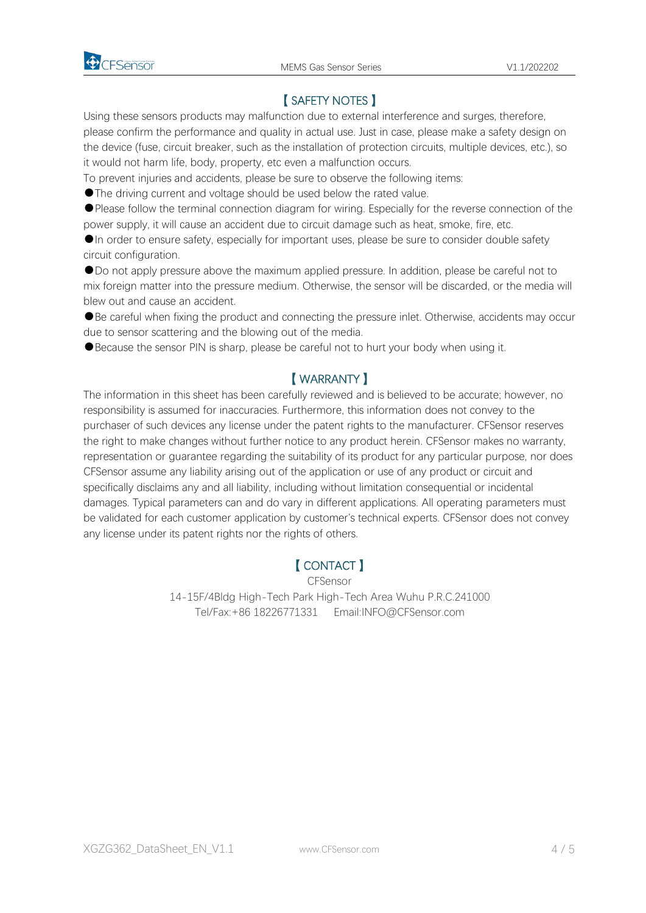## 【SAFETY NOTES】

Using these sensors products may malfunction due to external interference and surges, therefore, please confirm the performance and quality in actual use. Just in case, please make a safety design on the device (fuse, circuit breaker, such as the installation of protection circuits, multiple devices, etc.), so it would not harm life, body, property, etc even a malfunction occurs.

To prevent injuries and accidents, please be sure to observe the following items:

- The driving current and voltage should be used below the rated value.
- Please follow the terminal connection diagram for wiring. Especially for the reverse connection of the power supply, it will cause an accident due to circuit damage such as heat, smoke, fire, etc.
- In order to ensure safety, especially for important uses, please be sure to consider double safety circuit configuration.
- Do not apply pressure above the maximum applied pressure. In addition, please be careful not to mix foreign matter into the pressure medium. Otherwise, the sensor will be discarded, or the media will blew out and cause an accident.
- Be careful when fixing the product and connecting the pressure inlet. Otherwise, accidents may occur due to sensor scattering and the blowing out of the media.
- Because the sensor PIN is sharp, please be careful not to hurt your body when using it.

## 【WARRANTY】

The information in this sheet has been carefully reviewed and is believed to be accurate; however, no responsibility is assumed for inaccuracies. Furthermore, this information does not convey to the purchaser of such devices any license under the patent rights to the manufacturer. CFSensor reserves the right to make changes without further notice to any product herein. CFSensor makes no warranty, representation or guarantee regarding the suitability of its product for any particular purpose, nor does CFSensor assume any liability arising out of the application or use of any product or circuit and specifically disclaims any and all liability, including without limitation consequential or incidental damages. Typical parameters can and do vary in different applications. All operating parameters must be validated for each customer application by customer's technical experts. CFSensor does not convey any license under its patent rights nor the rights of others.

## 【CONTACT】

CFSensor

14-15F/4Bldg High-Tech Park High-Tech Area Wuhu P.R.C.241000

Tel/Fax:+86 18226771331 Email:INFO@CFSensor.com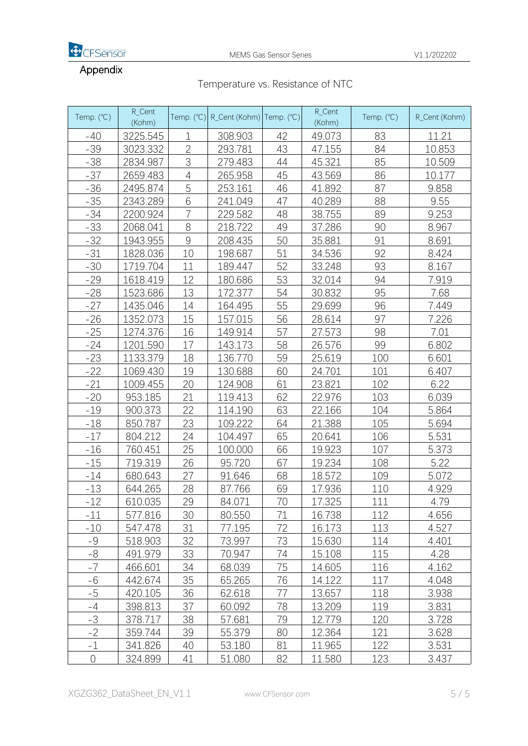## Appendix

Temperature vs. Resistance of NTC

| Temp. (℃) | R_Cent (Kohm) | Temp. (℃) | R_Cent (Kohm) | Temp. (℃) | R_Cent (Kohm) | Temp. (℃) | R_Cent (Kohm) |
|---|---|---|---|---|---|---|---|
| -40 | 3225.545 | 1 | 308.903 | 42 | 49.073 | 83 | 11.21 |
| -39 | 3023.332 | 2 | 293.781 | 43 | 47.155 | 84 | 10.853 |
| -38 | 2834.987 | 3 | 279.483 | 44 | 45.321 | 85 | 10.509 |
| -37 | 2659.483 | 4 | 265.958 | 45 | 43.569 | 86 | 10.177 |
| -36 | 2495.874 | 5 | 253.161 | 46 | 41.892 | 87 | 9.858 |
| -35 | 2343.289 | 6 | 241.049 | 47 | 40.289 | 88 | 9.55 |
| -34 | 2200.924 | 7 | 229.582 | 48 | 38.755 | 89 | 9.253 |
| -33 | 2068.041 | 8 | 218.722 | 49 | 37.286 | 90 | 8.967 |
| -32 | 1943.955 | 9 | 208.435 | 50 | 35.881 | 91 | 8.691 |
| -31 | 1828.036 | 10 | 198.687 | 51 | 34.536 | 92 | 8.424 |
| -30 | 1719.704 | 11 | 189.447 | 52 | 33.248 | 93 | 8.167 |
| -29 | 1618.419 | 12 | 180.686 | 53 | 32.014 | 94 | 7.919 |
| -28 | 1523.686 | 13 | 172.377 | 54 | 30.832 | 95 | 7.68 |
| -27 | 1435.046 | 14 | 164.495 | 55 | 29.699 | 96 | 7.449 |
| -26 | 1352.073 | 15 | 157.015 | 56 | 28.614 | 97 | 7.226 |
| -25 | 1274.376 | 16 | 149.914 | 57 | 27.573 | 98 | 7.01 |
| -24 | 1201.590 | 17 | 143.173 | 58 | 26.576 | 99 | 6.802 |
| -23 | 1133.379 | 18 | 136.770 | 59 | 25.619 | 100 | 6.601 |
| -22 | 1069.430 | 19 | 130.688 | 60 | 24.701 | 101 | 6.407 |
| -21 | 1009.455 | 20 | 124.908 | 61 | 23.821 | 102 | 6.22 |
| -20 | 953.185 | 21 | 119.413 | 62 | 22.976 | 103 | 6.039 |
| -19 | 900.373 | 22 | 114.190 | 63 | 22.166 | 104 | 5.864 |
| -18 | 850.787 | 23 | 109.222 | 64 | 21.388 | 105 | 5.694 |
| -17 | 804.212 | 24 | 104.497 | 65 | 20.641 | 106 | 5.531 |
| -16 | 760.451 | 25 | 100.000 | 66 | 19.923 | 107 | 5.373 |
| -15 | 719.319 | 26 | 95.720 | 67 | 19.234 | 108 | 5.22 |
| -14 | 680.643 | 27 | 91.646 | 68 | 18.572 | 109 | 5.072 |
| -13 | 644.265 | 28 | 87.766 | 69 | 17.936 | 110 | 4.929 |
| -12 | 610.035 | 29 | 84.071 | 70 | 17.325 | 111 | 4.79 |
| -11 | 577.816 | 30 | 80.550 | 71 | 16.738 | 112 | 4.656 |
| -10 | 547.478 | 31 | 77.195 | 72 | 16.173 | 113 | 4.527 |
| -9 | 518.903 | 32 | 73.997 | 73 | 15.630 | 114 | 4.401 |
| -8 | 491.979 | 33 | 70.947 | 74 | 15.108 | 115 | 4.28 |
| -7 | 466.601 | 34 | 68.039 | 75 | 14.605 | 116 | 4.162 |
| -6 | 442.674 | 35 | 65.265 | 76 | 14.122 | 117 | 4.048 |
| -5 | 420.105 | 36 | 62.618 | 77 | 13.657 | 118 | 3.938 |
| -4 | 398.813 | 37 | 60.092 | 78 | 13.209 | 119 | 3.831 |
| -3 | 378.717 | 38 | 57.681 | 79 | 12.779 | 120 | 3.728 |
| -2 | 359.744 | 39 | 55.379 | 80 | 12.364 | 121 | 3.628 |
| -1 | 341.826 | 40 | 53.180 | 81 | 11.965 | 122 | 3.531 |
| 0 | 324.899 | 41 | 51.080 | 82 | 11.580 | 123 | 3.437 |